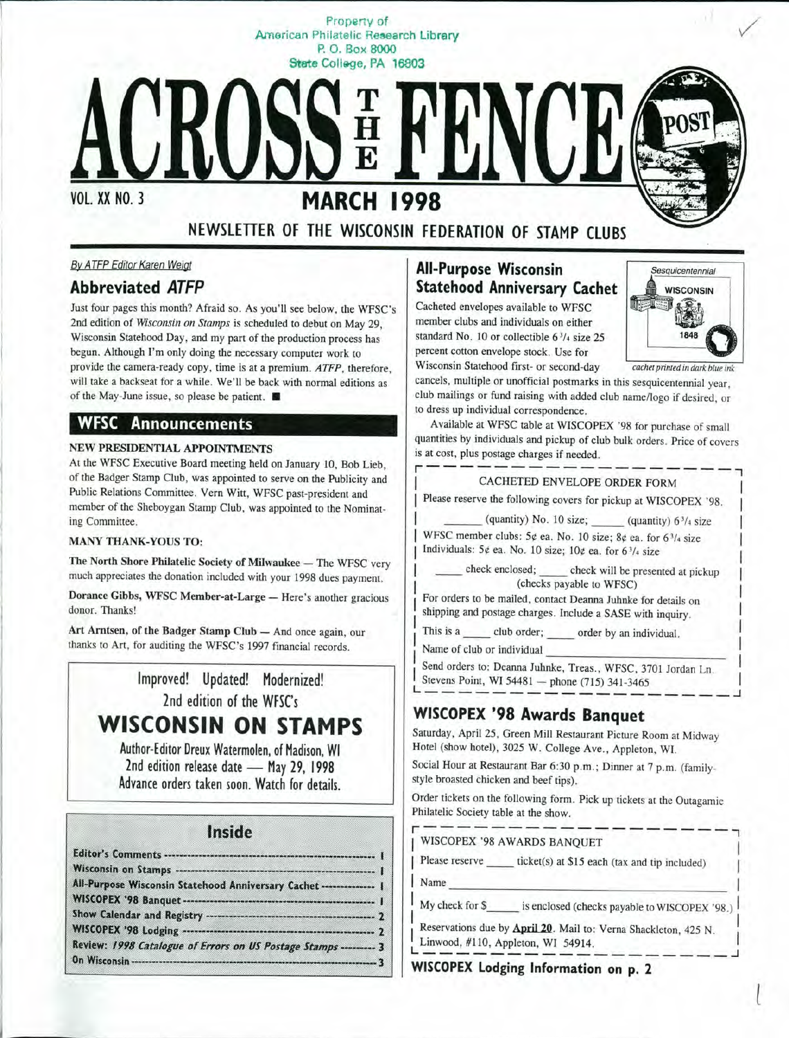Property of
American Philatelic Research Library
P. O. Box 8000
State College, PA 16803

# ACROSS THE FENCE POST

VOL. XX NO. 3 **MARCH 1998**

NEWSLETTER OF THE WISCONSIN FEDERATION OF STAMP CLUBS

*By ATFP Editor Karen Weigt*

## Abbreviated *ATFP*

Just four pages this month? Afraid so. As you'll see below, the WFSC's 2nd edition of *Wisconsin on Stamps* is scheduled to debut on May 29, Wisconsin Statehood Day, and my part of the production process has begun. Although I'm only doing the necessary computer work to provide the camera-ready copy, time is at a premium. *ATFP*, therefore, will take a backseat for a while. We'll be back with normal editions as of the May-June issue, so please be patient. ■

## WFSC Announcements

**NEW PRESIDENTIAL APPOINTMENTS**

At the WFSC Executive Board meeting held on January 10, Bob Lieb, of the Badger Stamp Club, was appointed to serve on the Publicity and Public Relations Committee. Vern Witt, WFSC past-president and member of the Sheboygan Stamp Club, was appointed to the Nominating Committee.

**MANY THANK-YOUS TO:**

**The North Shore Philatelic Society of Milwaukee** — The WFSC very much appreciates the donation included with your 1998 dues payment.

**Dorance Gibbs, WFSC Member-at-Large** — Here's another gracious donor. Thanks!

**Art Arntsen, of the Badger Stamp Club** — And once again, our thanks to Art, for auditing the WFSC's 1997 financial records.

Improved! Updated! Modernized!
2nd edition of the WFSC's

### WISCONSIN ON STAMPS

Author-Editor Dreux Watermolen, of Madison, WI
2nd edition release date — May 29, 1998
Advance orders taken soon. Watch for details.

### Inside

| | |
|---|---|
| Editor's Comments | 1 |
| Wisconsin on Stamps | 1 |
| All-Purpose Wisconsin Statehood Anniversary Cachet | 1 |
| WISCOPEX '98 Banquet | 1 |
| Show Calendar and Registry | 2 |
| WISCOPEX '98 Lodging | 2 |
| Review: *1998 Catalogue of Errors on US Postage Stamps* | 3 |
| On Wisconsin | 3 |

## All-Purpose Wisconsin Statehood Anniversary Cachet

*Sesquicentennial* WISCONSIN 1848

*cachet printed in dark blue ink*

Cacheted envelopes available to WFSC member clubs and individuals on either standard No. 10 or collectible 6 3/4 size 25 percent cotton envelope stock. Use for Wisconsin Statehood first- or second-day cancels, multiple or unofficial postmarks in this sesquicentennial year, club mailings or fund raising with added club name/logo if desired, or to dress up individual correspondence.

Available at WFSC table at WISCOPEX '98 for purchase of small quantities by individuals and pickup of club bulk orders. Price of covers is at cost, plus postage charges if needed.

CACHETED ENVELOPE ORDER FORM

Please reserve the following covers for pickup at WISCOPEX '98.

\_\_\_\_\_\_ (quantity) No. 10 size; \_\_\_\_\_\_ (quantity) 6 3/4 size

WFSC member clubs: 5¢ ea. No. 10 size; 8¢ ea. for 6 3/4 size
Individuals: 5¢ ea. No. 10 size; 10¢ ea. for 6 3/4 size

\_\_\_\_ check enclosed; \_\_\_\_ check will be presented at pickup (checks payable to WFSC)

For orders to be mailed, contact Deanna Juhnke for details on shipping and postage charges. Include a SASE with inquiry.

This is a \_\_\_\_ club order; \_\_\_\_ order by an individual.

Name of club or individual \_\_\_\_\_\_\_\_\_\_\_\_\_\_\_\_

Send orders to: Deanna Juhnke, Treas., WFSC, 3701 Jordan Ln. Stevens Point, WI 54481 — phone (715) 341-3465

## WISCOPEX '98 Awards Banquet

Saturday, April 25, Green Mill Restaurant Picture Room at Midway Hotel (show hotel), 3025 W. College Ave., Appleton, WI.

Social Hour at Restaurant Bar 6:30 p.m.; Dinner at 7 p.m. (family-style broasted chicken and beef tips).

Order tickets on the following form. Pick up tickets at the Outagamie Philatelic Society table at the show.

WISCOPEX '98 AWARDS BANQUET

Please reserve \_\_\_\_ ticket(s) at $15 each (tax and tip included)

Name \_\_\_\_\_\_\_\_\_\_\_\_\_\_\_\_

My check for $\_\_\_\_\_ is enclosed (checks payable to WISCOPEX '98.)

Reservations due by **April 20**. Mail to: Verna Shackleton, 425 N. Linwood, #110, Appleton, WI 54914.

**WISCOPEX Lodging Information on p. 2**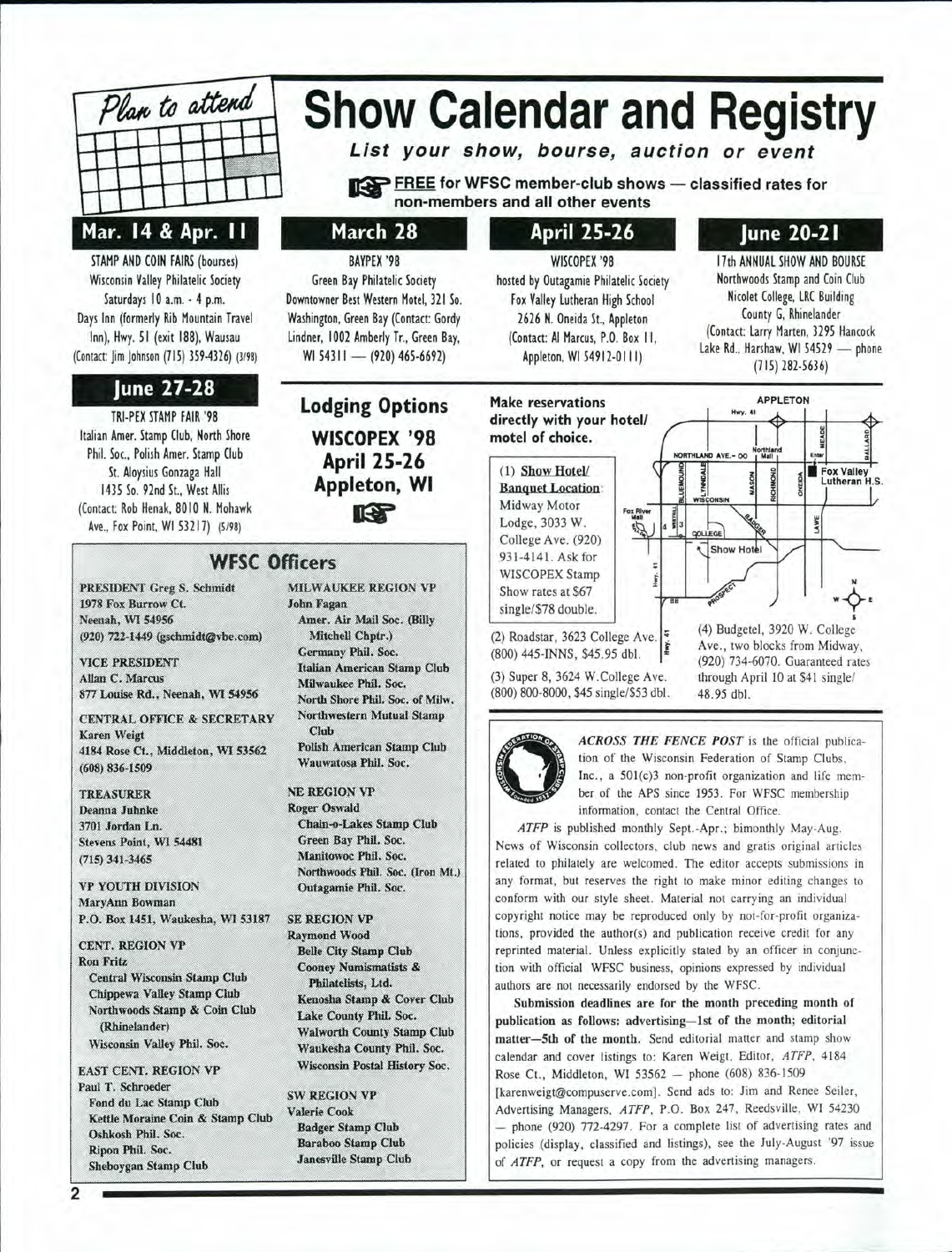# Show Calendar and Registry

*Plan to attend*

***List your show, bourse, auction or event***

**FREE for WFSC member-club shows — classified rates for non-members and all other events**

## Mar. 14 & Apr. 11

STAMP AND COIN FAIRS (bourses)
Wisconsin Valley Philatelic Society
Saturdays 10 a.m. - 4 p.m.
Days Inn (formerly Rib Mountain Travel Inn), Hwy. 51 (exit 188), Wausau
(Contact: Jim Johnson (715) 359-4326) (3/98)

## March 28

BAYPEX '98
Green Bay Philatelic Society
Downtowner Best Western Motel, 321 So. Washington, Green Bay (Contact: Gordy Lindner, 1002 Amberly Tr., Green Bay, WI 54311 — (920) 465-6692)

## April 25-26

WISCOPEX '98
hosted by Outagamie Philatelic Society
Fox Valley Lutheran High School
2626 N. Oneida St., Appleton
(Contact: Al Marcus, P.O. Box 11, Appleton, WI 54912-0111)

## June 20-21

17th ANNUAL SHOW AND BOURSE
Northwoods Stamp and Coin Club
Nicolet College, LRC Building
County G, Rhinelander
(Contact: Larry Marten, 3295 Hancock Lake Rd., Harshaw, WI 54529 — phone (715) 282-5636)

## June 27-28

TRI-PEX STAMP FAIR '98
Italian Amer. Stamp Club, North Shore Phil. Soc., Polish Amer. Stamp Club
St. Aloysius Gonzaga Hall
1435 So. 92nd St., West Allis
(Contact: Rob Henak, 8010 N. Mohawk Ave., Fox Point, WI 53217) (5/98)

## Lodging Options

**WISCOPEX '98**
**April 25-26**
**Appleton, WI**

**Make reservations directly with your hotel/motel of choice.**

(1) Show Hotel/ Banquet Location: Midway Motor Lodge, 3033 W. College Ave. (920) 931-4141. Ask for WISCOPEX Stamp Show rates at $67 single/$78 double.

(2) Roadstar, 3623 College Ave. (800) 445-INNS, $45.95 dbl.

(3) Super 8, 3624 W.College Ave. (800) 800-8000, $45 single/$53 dbl.

(4) Budgetel, 3920 W. College Ave., two blocks from Midway, (920) 734-6070. Guaranteed rates through April 10 at $41 single/ 48.95 dbl.

## WFSC Officers

**PRESIDENT** Greg S. Schmidt
1978 Fox Burrow Ct.
Neenah, WI 54956
(920) 722-1449 (gschmidt@vbe.com)

**VICE PRESIDENT**
Allan C. Marcus
877 Louise Rd., Neenah, WI 54956

**CENTRAL OFFICE & SECRETARY**
Karen Weigt
4184 Rose Ct., Middleton, WI 53562
(608) 836-1509

**TREASURER**
Deanna Juhnke
3701 Jordan Ln.
Stevens Point, WI 54481
(715) 341-3465

**VP YOUTH DIVISION**
MaryAnn Bowman
P.O. Box 1451, Waukesha, WI 53187

**CENT. REGION VP**
Ron Fritz
- Central Wisconsin Stamp Club
- Chippewa Valley Stamp Club
- Northwoods Stamp & Coin Club (Rhinelander)
- Wisconsin Valley Phil. Soc.

**EAST CENT. REGION VP**
Paul T. Schroeder
- Fond du Lac Stamp Club
- Kettle Moraine Coin & Stamp Club
- Oshkosh Phil. Soc.
- Ripon Phil. Soc.
- Sheboygan Stamp Club

**MILWAUKEE REGION VP**
John Fagan
- Amer. Air Mail Soc. (Billy Mitchell Chptr.)
- Germany Phil. Soc.
- Italian American Stamp Club
- Milwaukee Phil. Soc.
- North Shore Phil. Soc. of Milw.
- Northwestern Mutual Stamp Club
- Polish American Stamp Club
- Wauwatosa Phil. Soc.

**NE REGION VP**
Roger Oswald
- Chain-o-Lakes Stamp Club
- Green Bay Phil. Soc.
- Manitowoc Phil. Soc.
- Northwoods Phil. Soc. (Iron Mt.)
- Outagamie Phil. Soc.

**SE REGION VP**
Raymond Wood
- Belle City Stamp Club
- Cooney Numismatists & Philatelists, Ltd.
- Kenosha Stamp & Cover Club
- Lake County Phil. Soc.
- Walworth County Stamp Club
- Waukesha County Phil. Soc.
- Wisconsin Postal History Soc.

**SW REGION VP**
Valerie Cook
- Badger Stamp Club
- Baraboo Stamp Club
- Janesville Stamp Club

*ACROSS THE FENCE POST* is the official publication of the Wisconsin Federation of Stamp Clubs, Inc., a 501(c)3 non-profit organization and life member of the APS since 1953. For WFSC membership information, contact the Central Office.

*ATFP* is published monthly Sept.-Apr.; bimonthly May-Aug. News of Wisconsin collectors, club news and gratis original articles related to philately are welcomed. The editor accepts submissions in any format, but reserves the right to make minor editing changes to conform with our style sheet. Material not carrying an individual copyright notice may be reproduced only by not-for-profit organizations, provided the author(s) and publication receive credit for any reprinted material. Unless explicitly stated by an officer in conjunction with official WFSC business, opinions expressed by individual authors are not necessarily endorsed by the WFSC.

**Submission deadlines are for the month preceding month of publication as follows: advertising—1st of the month; editorial matter—5th of the month.** Send editorial matter and stamp show calendar and cover listings to: Karen Weigt, Editor, *ATFP*, 4184 Rose Ct., Middleton, WI 53562 — phone (608) 836-1509 [karenweigt@compuserve.com]. Send ads to: Jim and Renee Seiler, Advertising Managers, *ATFP*, P.O. Box 247, Reedsville, WI 54230 — phone (920) 772-4297. For a complete list of advertising rates and policies (display, classified and listings), see the July-August '97 issue of *ATFP*, or request a copy from the advertising managers.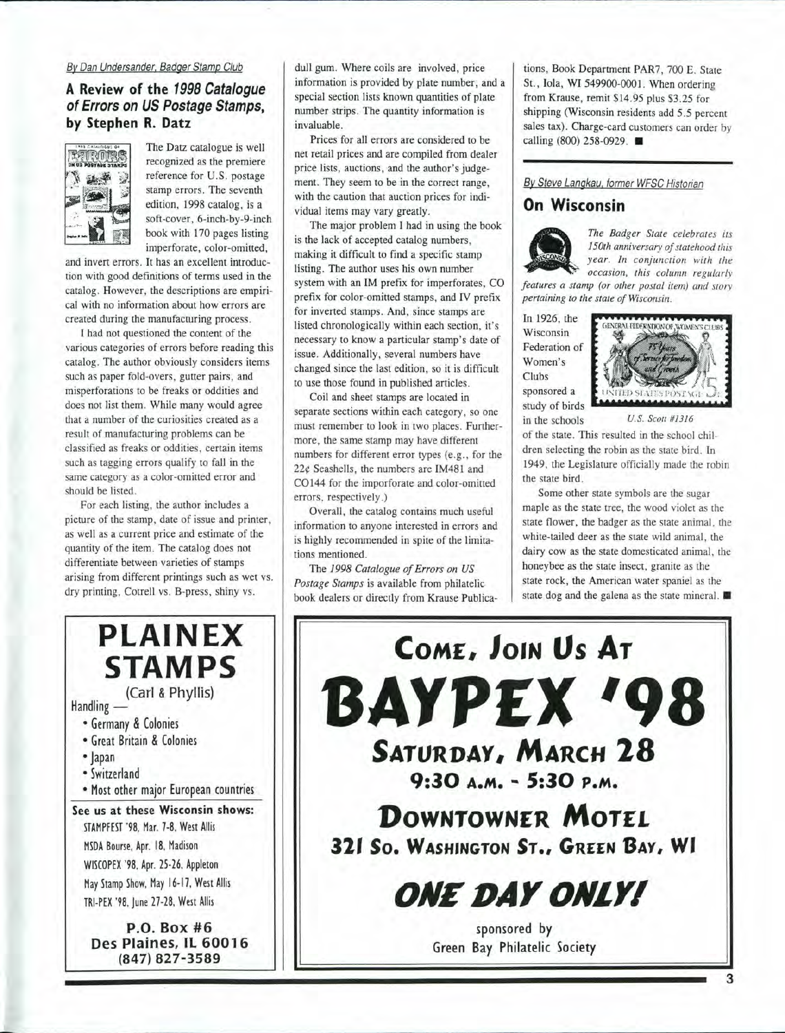*By Dan Undersander, Badger Stamp Club*

## A Review of the *1998 Catalogue of Errors on US Postage Stamps*, by Stephen R. Datz

The Datz catalogue is well recognized as the premiere reference for U.S. postage stamp errors. The seventh edition, 1998 catalog, is a soft-cover, 6-inch-by-9-inch book with 170 pages listing imperforate, color-omitted, and invert errors. It has an excellent introduction with good definitions of terms used in the catalog. However, the descriptions are empirical with no information about how errors are created during the manufacturing process.

I had not questioned the content of the various categories of errors before reading this catalog. The author obviously considers items such as paper fold-overs, gutter pairs, and misperforations to be freaks or oddities and does not list them. While many would agree that a number of the curiosities created as a result of manufacturing problems can be classified as freaks or oddities, certain items such as tagging errors qualify to fall in the same category as a color-omitted error and should be listed.

For each listing, the author includes a picture of the stamp, date of issue and printer, as well as a current price and estimate of the quantity of the item. The catalog does not differentiate between varieties of stamps arising from different printings such as wet vs. dry printing, Cotrell vs. B-press, shiny vs. dull gum. Where coils are involved, price information is provided by plate number, and a special section lists known quantities of plate number strips. The quantity information is invaluable.

Prices for all errors are considered to be net retail prices and are compiled from dealer price lists, auctions, and the author's judgement. They seem to be in the correct range, with the caution that auction prices for individual items may vary greatly.

The major problem I had in using the book is the lack of accepted catalog numbers, making it difficult to find a specific stamp listing. The author uses his own number system with an IM prefix for imperforates, CO prefix for color-omitted stamps, and IV prefix for inverted stamps. And, since stamps are listed chronologically within each section, it's necessary to know a particular stamp's date of issue. Additionally, several numbers have changed since the last edition, so it is difficult to use those found in published articles.

Coil and sheet stamps are located in separate sections within each category, so one must remember to look in two places. Furthermore, the same stamp may have different numbers for different error types (e.g., for the 22¢ Seashells, the numbers are IM481 and CO144 for the imperforate and color-omitted errors, respectively.)

Overall, the catalog contains much useful information to anyone interested in errors and is highly recommended in spite of the limitations mentioned.

The *1998 Catalogue of Errors on US Postage Stamps* is available from philatelic book dealers or directly from Krause Publications, Book Department PAR7, 700 E. State St., Iola, WI 549900-0001. When ordering from Krause, remit $14.95 plus $3.25 for shipping (Wisconsin residents add 5.5 percent sales tax). Charge-card customers can order by calling (800) 258-0929. ■

*By Steve Langkau, former WFSC Historian*

## On Wisconsin

*The Badger State celebrates its 150th anniversary of statehood this year. In conjunction with the occasion, this column regularly features a stamp (or other postal item) and story pertaining to the state of Wisconsin.*

In 1926, the Wisconsin Federation of Women's Clubs sponsored a study of birds in the schools of the state. This resulted in the school children selecting the robin as the state bird. In 1949, the Legislature officially made the robin the state bird.

*U.S. Scott #1316*

Some other state symbols are the sugar maple as the state tree, the wood violet as the state flower, the badger as the state animal, the white-tailed deer as the state wild animal, the dairy cow as the state domesticated animal, the honeybee as the state insect, granite as the state rock, the American water spaniel as the state dog and the galena as the state mineral. ■

---

# PLAINEX STAMPS

(Carl & Phyllis)

Handling —

- Germany & Colonies
- Great Britain & Colonies
- Japan
- Switzerland
- Most other major European countries

**See us at these Wisconsin shows:**

STAMPFEST '98, Mar. 7-8, West Allis
MSDA Bourse, Apr. 18, Madison
WISCOPEX '98, Apr. 25-26, Appleton
May Stamp Show, May 16-17, West Allis
TRI-PEX '98, June 27-28, West Allis

**P.O. Box #6**
**Des Plaines, IL 60016**
**(847) 827-3589**

---

## COME, JOIN US AT

# BAYPEX '98

## SATURDAY, MARCH 28

### 9:30 A.M. - 5:30 P.M.

## DOWNTOWNER MOTEL

### 321 SO. WASHINGTON ST., GREEN BAY, WI

## *ONE DAY ONLY!*

sponsored by
Green Bay Philatelic Society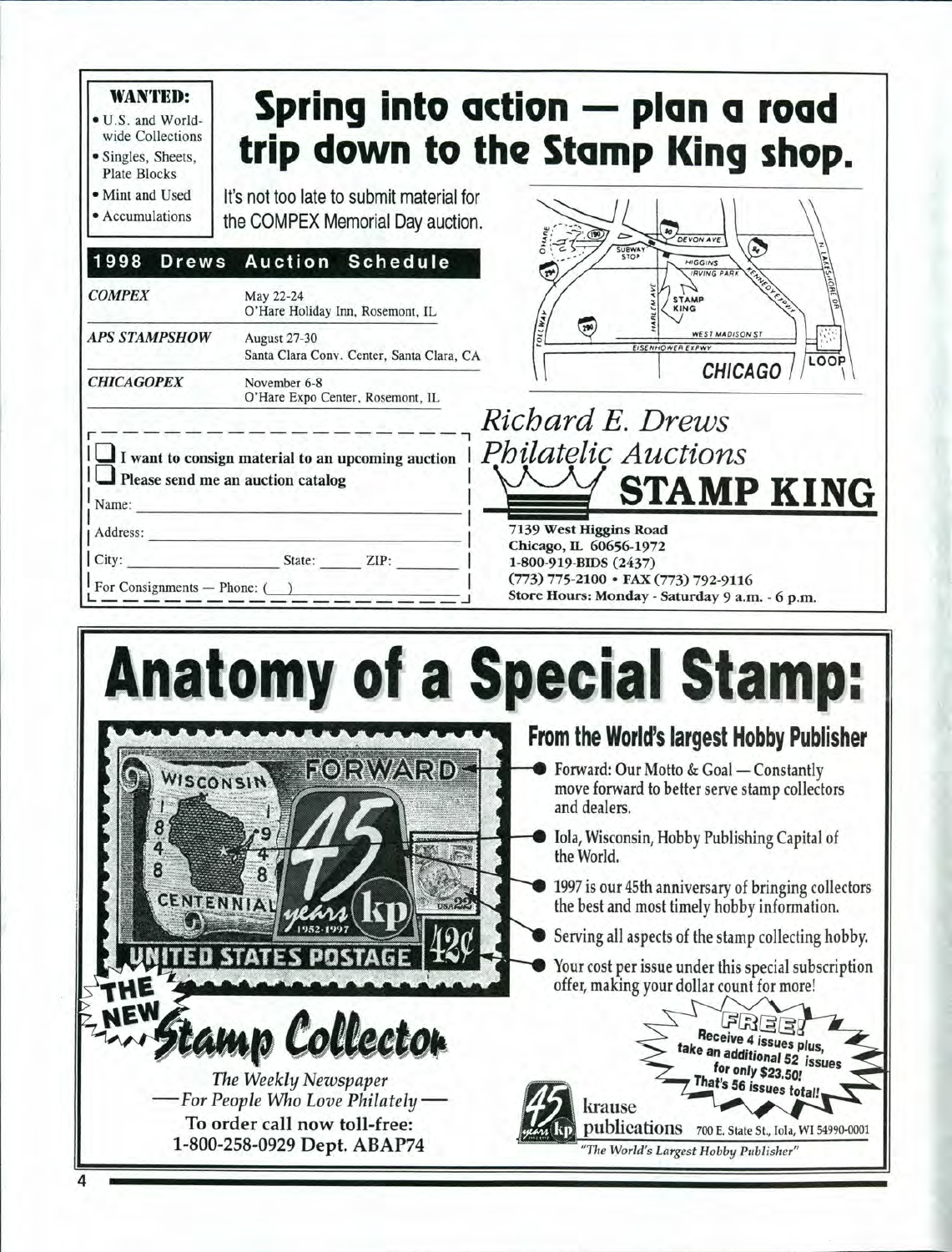**WANTED:**

- U.S. and Worldwide Collections
- Singles, Sheets, Plate Blocks
- Mint and Used
- Accumulations

# Spring into action — plan a road trip down to the Stamp King shop.

It's not too late to submit material for the COMPEX Memorial Day auction.

## 1998 Drews Auction Schedule

| | |
|---|---|
| *COMPEX* | May 22-24<br>O'Hare Holiday Inn, Rosemont, IL |
| *APS STAMPSHOW* | August 27-30<br>Santa Clara Conv. Center, Santa Clara, CA |
| *CHICAGOPEX* | November 6-8<br>O'Hare Expo Center, Rosemont, IL |

☐ I want to consign material to an upcoming auction
☐ Please send me an auction catalog

Name: ______________________

Address: ______________________

City: __________ State: _____ ZIP: _______

For Consignments — Phone: ( ) ______________

OHARE · SUBWAY STOP · DEVON AVE · HIGGINS · IRVING PARK · KENNEDY EXPWY · N. LAKESHORE DR · HARLEM AVE · STAMP KING · TOLLWAY · WEST MADISON ST · EISENHOWER EXPWY · CHICAGO · LOOP

*Richard E. Drews Philatelic Auctions*

**STAMP KING**

7139 West Higgins Road
Chicago, IL 60656-1972
1-800-919-BIDS (2437)
(773) 775-2100 • FAX (773) 792-9116
Store Hours: Monday - Saturday 9 a.m. - 6 p.m.

# Anatomy of a Special Stamp:

WISCONSIN · FORWARD · 1848 · 1948 · CENTENNIAL · 45 years kp 1952-1997 · UNITED STATES POSTAGE · 42¢

## From the World's largest Hobby Publisher

- Forward: Our Motto & Goal — Constantly move forward to better serve stamp collectors and dealers.
- Iola, Wisconsin, Hobby Publishing Capital of the World.
- 1997 is our 45th anniversary of bringing collectors the best and most timely hobby information.
- Serving all aspects of the stamp collecting hobby.
- Your cost per issue under this special subscription offer, making your dollar count for more!

**FREE!** Receive 4 issues plus, take an additional 52 issues for only $23.50! That's 56 issues total!

THE NEW *Stamp Collector*

*The Weekly Newspaper*
*— For People Who Love Philately —*
**To order call now toll-free:**
**1-800-258-0929 Dept. ABAP74**

krause publications 700 E. State St., Iola, WI 54990-0001
*"The World's Largest Hobby Publisher"*